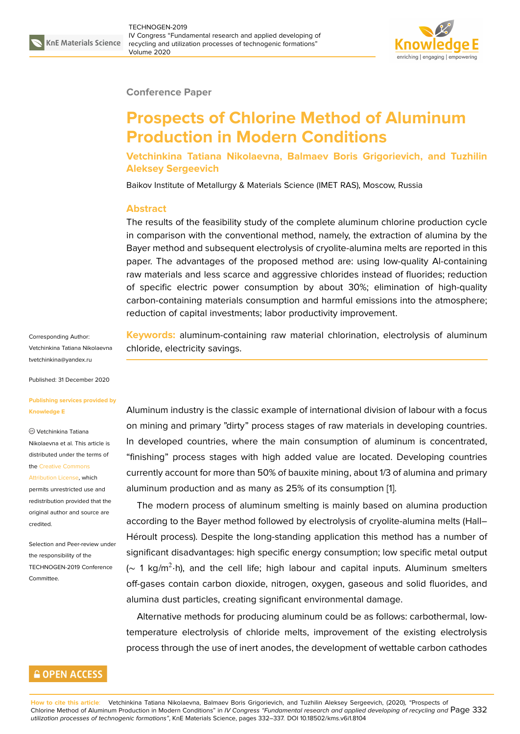Conference Paper

# Prospects of Chlorine Method of Aluminum Production in Modern Conditions

**Vetchinkina Tatiana Nikolaevna, Balmaev Boris Grigorievich, and Tuzhilin Aleksey Sergeevich**

Baikov Institute of Metallurgy & Materials Science (IMET RAS), Moscow, Russia

## Abstract

The results of the feasibility study of the complete aluminum chlorine production cycle in comparison with the conventional method, namely, the extraction of alumina by the Bayer method and subsequent electrolysis of cryolite-alumina melts are reported in this paper. The advantages of the proposed method are: using low-quality Al-containing raw materials and less scarce and aggressive chlorides instead of fluorides; reduction of specific electric power consumption by about 30%; elimination of high-quality carbon-containing materials consumption and harmful emissions into the atmosphere; reduction of capital investments; labor productivity improvement.

**Keywords:** aluminum-containing raw material chlorination, electrolysis of aluminum chloride, electricity savings.

Corresponding Author: Vetchinkina Tatiana Nikolaevna tvetchinkina@yandex.ru

Published: 31 December 2020

Publishing services provided by Knowledge E

© Vetchinkina Tatiana Nikolaevna et al. This article is distributed under the terms of the Creative Commons Attribution License, which permits unrestricted use and redistribution provided that the original author and source are credited.

Selection and Peer-review under the responsibility of the TECHNOGEN-2019 Conference Committee.

Aluminum industry is the classic example of international division of labour with a focus on mining and primary "dirty" process stages of raw materials in developing countries. In developed countries, where the main consumption of aluminum is concentrated, "finishing" process stages with high added value are located. Developing countries currently account for more than 50% of bauxite mining, about 1/3 of alumina and primary aluminum production and as many as 25% of its consumption [1].

The modern process of aluminum smelting is mainly based on alumina production according to the Bayer method followed by electrolysis of cryolite-alumina melts (Hall–Héroult process). Despite the long-standing application this method has a number of significant disadvantages: high specific energy consumption; low specific metal output (~ 1 kg/m$^2$·h), and the cell life; high labour and capital inputs. Aluminum smelters off-gases contain carbon dioxide, nitrogen, oxygen, gaseous and solid fluorides, and alumina dust particles, creating significant environmental damage.

Alternative methods for producing aluminum could be as follows: carbothermal, low-temperature electrolysis of chloride melts, improvement of the existing electrolysis process through the use of inert anodes, the development of wettable carbon cathodes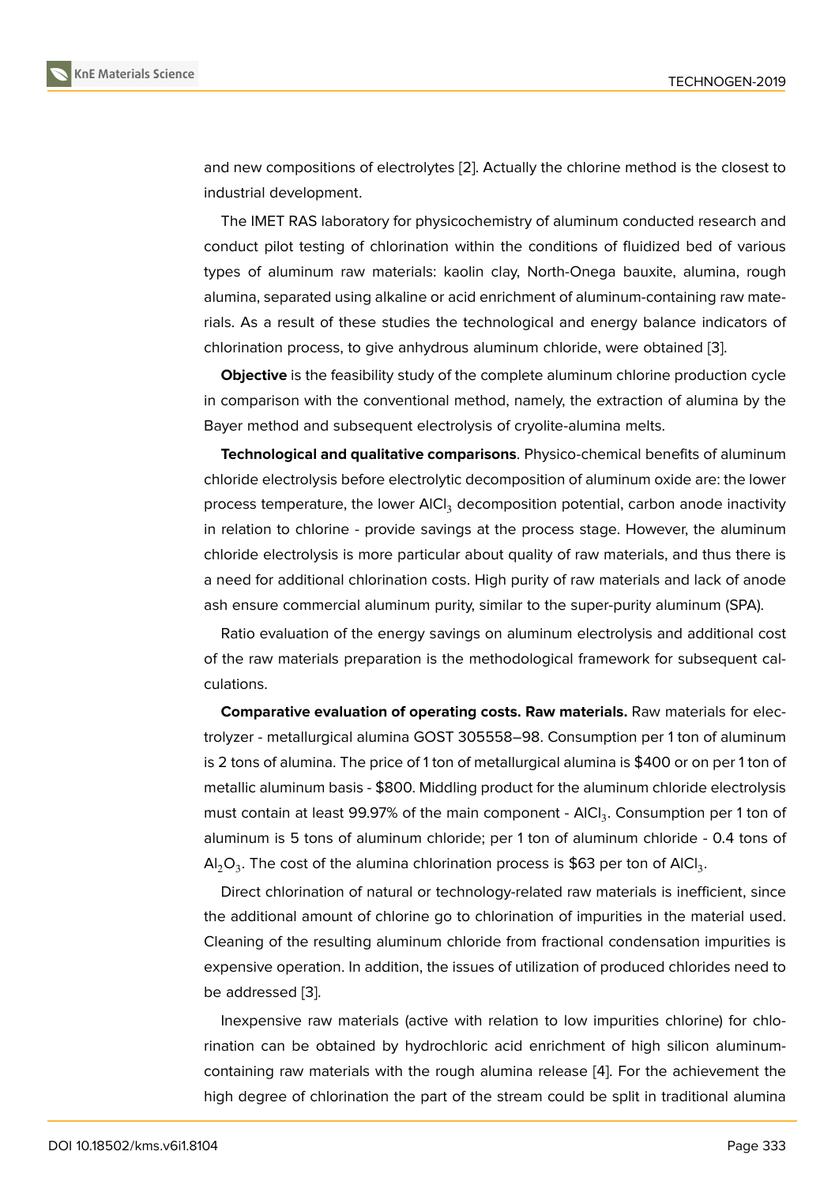and new compositions of electrolytes [2]. Actually the chlorine method is the closest to industrial development.

The IMET RAS laboratory for physicochemistry of aluminum conducted research and conduct pilot testing of chlorination within the conditions of fluidized bed of various types of aluminum raw materials: kaolin clay, North-Onega bauxite, alumina, rough alumina, separated using alkaline or acid enrichment of aluminum-containing raw materials. As a result of these studies the technological and energy balance indicators of chlorination process, to give anhydrous aluminum chloride, were obtained [3].

**Objective** is the feasibility study of the complete aluminum chlorine production cycle in comparison with the conventional method, namely, the extraction of alumina by the Bayer method and subsequent electrolysis of cryolite-alumina melts.

**Technological and qualitative comparisons**. Physico-chemical benefits of aluminum chloride electrolysis before electrolytic decomposition of aluminum oxide are: the lower process temperature, the lower $AlCl_3$ decomposition potential, carbon anode inactivity in relation to chlorine - provide savings at the process stage. However, the aluminum chloride electrolysis is more particular about quality of raw materials, and thus there is a need for additional chlorination costs. High purity of raw materials and lack of anode ash ensure commercial aluminum purity, similar to the super-purity aluminum (SPA).

Ratio evaluation of the energy savings on aluminum electrolysis and additional cost of the raw materials preparation is the methodological framework for subsequent calculations.

**Comparative evaluation of operating costs. Raw materials.** Raw materials for electrolyzer - metallurgical alumina GOST 305558–98. Consumption per 1 ton of aluminum is 2 tons of alumina. The price of 1 ton of metallurgical alumina is $400 or on per 1 ton of metallic aluminum basis - $800. Middling product for the aluminum chloride electrolysis must contain at least 99.97% of the main component - $AlCl_3$. Consumption per 1 ton of aluminum is 5 tons of aluminum chloride; per 1 ton of aluminum chloride - 0.4 tons of $Al_2O_3$. The cost of the alumina chlorination process is $63 per ton of $AlCl_3$.

Direct chlorination of natural or technology-related raw materials is inefficient, since the additional amount of chlorine go to chlorination of impurities in the material used. Cleaning of the resulting aluminum chloride from fractional condensation impurities is expensive operation. In addition, the issues of utilization of produced chlorides need to be addressed [3].

Inexpensive raw materials (active with relation to low impurities chlorine) for chlorination can be obtained by hydrochloric acid enrichment of high silicon aluminum-containing raw materials with the rough alumina release [4]. For the achievement the high degree of chlorination the part of the stream could be split in traditional alumina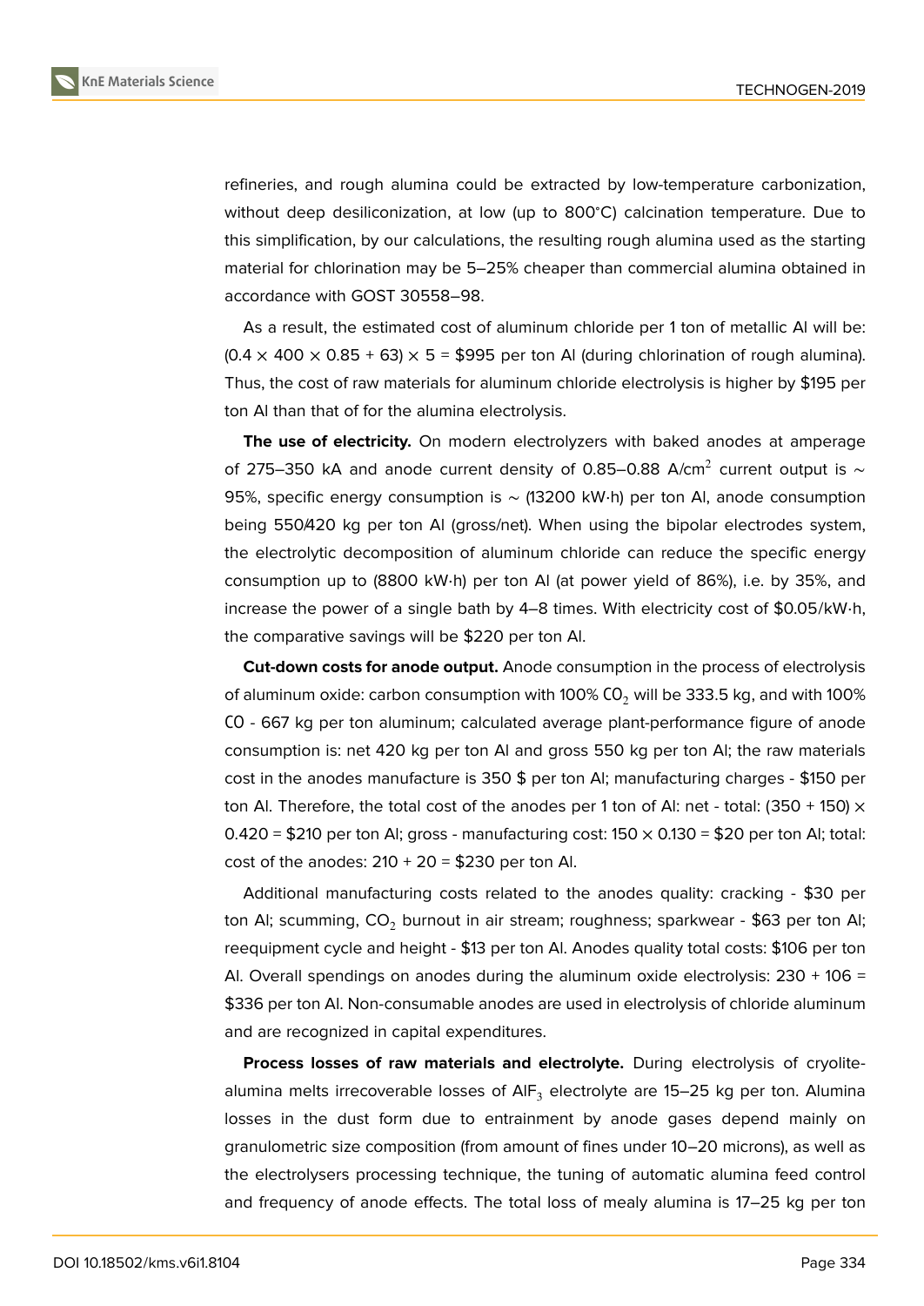refineries, and rough alumina could be extracted by low-temperature carbonization, without deep desiliconization, at low (up to 800°C) calcination temperature. Due to this simplification, by our calculations, the resulting rough alumina used as the starting material for chlorination may be 5–25% cheaper than commercial alumina obtained in accordance with GOST 30558–98.

As a result, the estimated cost of aluminum chloride per 1 ton of metallic Al will be: $(0.4 \times 400 \times 0.85 + 63) \times 5$ = \$995 per ton Al (during chlorination of rough alumina). Thus, the cost of raw materials for aluminum chloride electrolysis is higher by \$195 per ton Al than that of for the alumina electrolysis.

**The use of electricity.** On modern electrolyzers with baked anodes at amperage of 275–350 kA and anode current density of 0.85–0.88 A/cm$^2$ current output is ~ 95%, specific energy consumption is ~ (13200 kW·h) per ton Al, anode consumption being 550/420 kg per ton Al (gross/net). When using the bipolar electrodes system, the electrolytic decomposition of aluminum chloride can reduce the specific energy consumption up to (8800 kW·h) per ton Al (at power yield of 86%), i.e. by 35%, and increase the power of a single bath by 4–8 times. With electricity cost of \$0.05/kW·h, the comparative savings will be \$220 per ton Al.

**Cut-down costs for anode output.** Anode consumption in the process of electrolysis of aluminum oxide: carbon consumption with 100% $CO_2$ will be 333.5 kg, and with 100% CO - 667 kg per ton aluminum; calculated average plant-performance figure of anode consumption is: net 420 kg per ton Al and gross 550 kg per ton Al; the raw materials cost in the anodes manufacture is 350 \$ per ton Al; manufacturing charges - \$150 per ton Al. Therefore, the total cost of the anodes per 1 ton of Al: net - total: $(350 + 150) \times 0.420$ = \$210 per ton Al; gross - manufacturing cost: $150 \times 0.130$ = \$20 per ton Al; total: cost of the anodes: 210 + 20 = \$230 per ton Al.

Additional manufacturing costs related to the anodes quality: cracking - \$30 per ton Al; scumming, $CO_2$ burnout in air stream; roughness; sparkwear - \$63 per ton Al; reequipment cycle and height - \$13 per ton Al. Anodes quality total costs: \$106 per ton Al. Overall spendings on anodes during the aluminum oxide electrolysis: 230 + 106 = \$336 per ton Al. Non-consumable anodes are used in electrolysis of chloride aluminum and are recognized in capital expenditures.

**Process losses of raw materials and electrolyte.** During electrolysis of cryolite-alumina melts irrecoverable losses of $AlF_3$ electrolyte are 15–25 kg per ton. Alumina losses in the dust form due to entrainment by anode gases depend mainly on granulometric size composition (from amount of fines under 10–20 microns), as well as the electrolysers processing technique, the tuning of automatic alumina feed control and frequency of anode effects. The total loss of mealy alumina is 17–25 kg per ton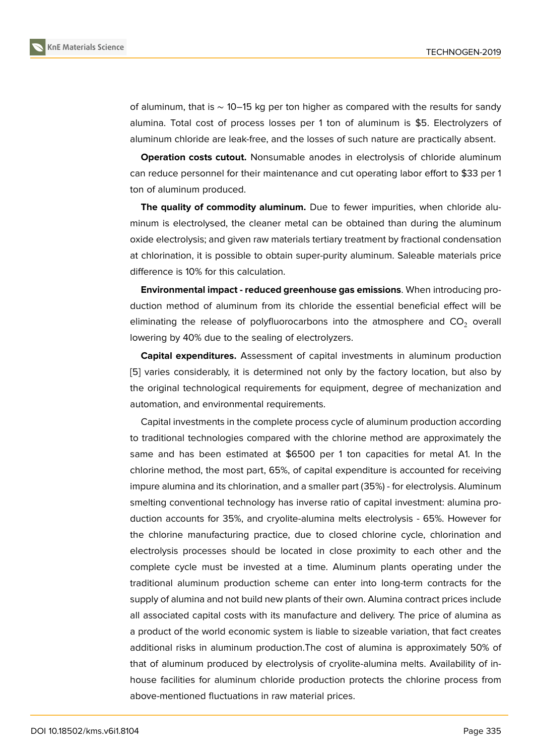of aluminum, that is ∼ 10–15 kg per ton higher as compared with the results for sandy alumina. Total cost of process losses per 1 ton of aluminum is $5. Electrolyzers of aluminum chloride are leak-free, and the losses of such nature are practically absent.

**Operation costs cutout.** Nonsumable anodes in electrolysis of chloride aluminum can reduce personnel for their maintenance and cut operating labor effort to $33 per 1 ton of aluminum produced.

**The quality of commodity aluminum.** Due to fewer impurities, when chloride aluminum is electrolysed, the cleaner metal can be obtained than during the aluminum oxide electrolysis; and given raw materials tertiary treatment by fractional condensation at chlorination, it is possible to obtain super-purity aluminum. Saleable materials price difference is 10% for this calculation.

**Environmental impact - reduced greenhouse gas emissions**. When introducing production method of aluminum from its chloride the essential beneficial effect will be eliminating the release of polyfluorocarbons into the atmosphere and $CO_2$ overall lowering by 40% due to the sealing of electrolyzers.

**Capital expenditures.** Assessment of capital investments in aluminum production [5] varies considerably, it is determined not only by the factory location, but also by the original technological requirements for equipment, degree of mechanization and automation, and environmental requirements.

Capital investments in the complete process cycle of aluminum production according to traditional technologies compared with the chlorine method are approximately the same and has been estimated at $6500 per 1 ton capacities for metal A1. In the chlorine method, the most part, 65%, of capital expenditure is accounted for receiving impure alumina and its chlorination, and a smaller part (35%) - for electrolysis. Aluminum smelting conventional technology has inverse ratio of capital investment: alumina production accounts for 35%, and cryolite-alumina melts electrolysis - 65%. However for the chlorine manufacturing practice, due to closed chlorine cycle, chlorination and electrolysis processes should be located in close proximity to each other and the complete cycle must be invested at a time. Aluminum plants operating under the traditional aluminum production scheme can enter into long-term contracts for the supply of alumina and not build new plants of their own. Alumina contract prices include all associated capital costs with its manufacture and delivery. The price of alumina as a product of the world economic system is liable to sizeable variation, that fact creates additional risks in aluminum production.The cost of alumina is approximately 50% of that of aluminum produced by electrolysis of cryolite-alumina melts. Availability of in-house facilities for aluminum chloride production protects the chlorine process from above-mentioned fluctuations in raw material prices.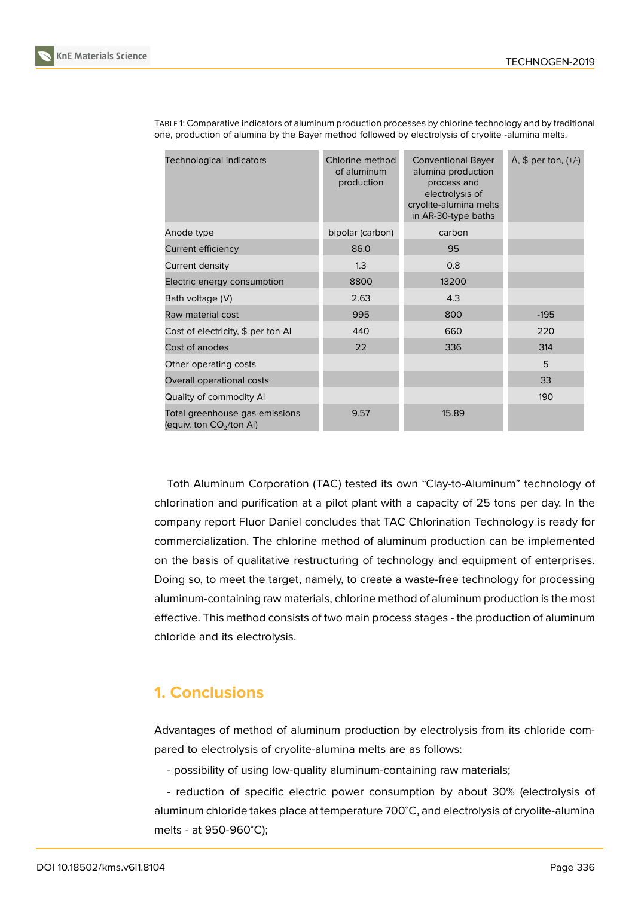Table 1: Comparative indicators of aluminum production processes by chlorine technology and by traditional one, production of alumina by the Bayer method followed by electrolysis of cryolite -alumina melts.

| Technological indicators | Chlorine method of aluminum production | Conventional Bayer alumina production process and electrolysis of cryolite-alumina melts in AR-30-type baths | Δ, $ per ton, (+/-) |
|---|---|---|---|
| Anode type | bipolar (carbon) | carbon | |
| Current efficiency | 86.0 | 95 | |
| Current density | 1.3 | 0.8 | |
| Electric energy consumption | 8800 | 13200 | |
| Bath voltage (V) | 2.63 | 4.3 | |
| Raw material cost | 995 | 800 | -195 |
| Cost of electricity, $ per ton Al | 440 | 660 | 220 |
| Cost of anodes | 22 | 336 | 314 |
| Other operating costs | | | 5 |
| Overall operational costs | | | 33 |
| Quality of commodity Al | | | 190 |
| Total greenhouse gas emissions (equiv. ton $CO_2$/ton Al) | 9.57 | 15.89 | |

Toth Aluminum Corporation (TAC) tested its own "Clay-to-Aluminum" technology of chlorination and purification at a pilot plant with a capacity of 25 tons per day. In the company report Fluor Daniel concludes that TAC Chlorination Technology is ready for commercialization. The chlorine method of aluminum production can be implemented on the basis of qualitative restructuring of technology and equipment of enterprises. Doing so, to meet the target, namely, to create a waste-free technology for processing aluminum-containing raw materials, chlorine method of aluminum production is the most effective. This method consists of two main process stages - the production of aluminum chloride and its electrolysis.

## 1. Conclusions

Advantages of method of aluminum production by electrolysis from its chloride compared to electrolysis of cryolite-alumina melts are as follows:

- possibility of using low-quality aluminum-containing raw materials;

- reduction of specific electric power consumption by about 30% (electrolysis of aluminum chloride takes place at temperature 700°C, and electrolysis of cryolite-alumina melts - at 950-960°C);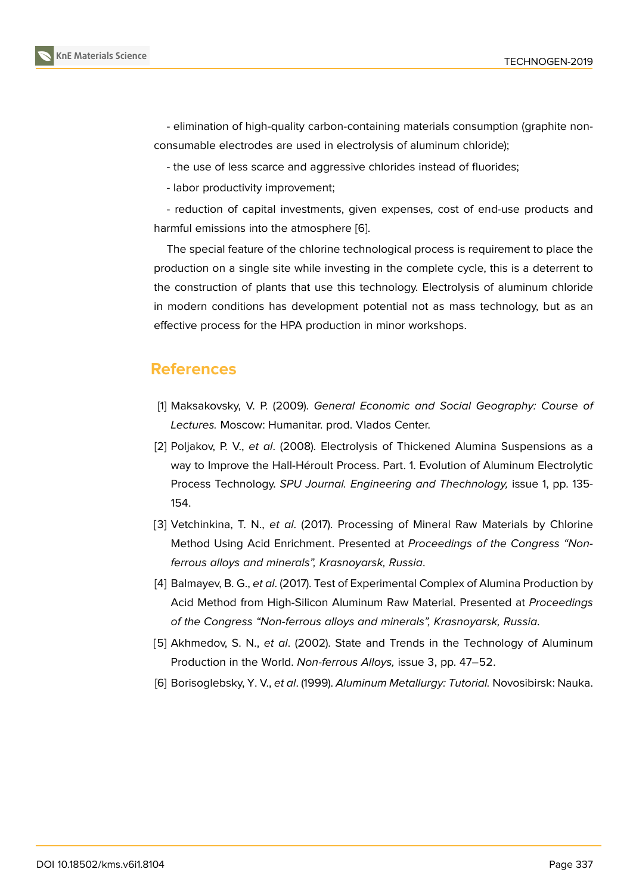- elimination of high-quality carbon-containing materials consumption (graphite non-consumable electrodes are used in electrolysis of aluminum chloride);

- the use of less scarce and aggressive chlorides instead of fluorides;

- labor productivity improvement;

- reduction of capital investments, given expenses, cost of end-use products and harmful emissions into the atmosphere [6].

The special feature of the chlorine technological process is requirement to place the production on a single site while investing in the complete cycle, this is a deterrent to the construction of plants that use this technology. Electrolysis of aluminum chloride in modern conditions has development potential not as mass technology, but as an effective process for the HPA production in minor workshops.

## References

[1] Maksakovsky, V. P. (2009). *General Economic and Social Geography: Course of Lectures.* Moscow: Humanitar. prod. Vlados Center.

[2] Poljakov, P. V., *et al*. (2008). Electrolysis of Thickened Alumina Suspensions as a way to Improve the Hall-Héroult Process. Part. 1. Evolution of Aluminum Electrolytic Process Technology. *SPU Journal. Engineering and Thechnology,* issue 1, pp. 135-154.

[3] Vetchinkina, T. N., *et al*. (2017). Processing of Mineral Raw Materials by Chlorine Method Using Acid Enrichment. Presented at *Proceedings of the Congress "Non-ferrous alloys and minerals", Krasnoyarsk, Russia*.

[4] Balmayev, B. G., *et al*. (2017). Test of Experimental Complex of Alumina Production by Acid Method from High-Silicon Aluminum Raw Material. Presented at *Proceedings of the Congress "Non-ferrous alloys and minerals", Krasnoyarsk, Russia*.

[5] Akhmedov, S. N., *et al*. (2002). State and Trends in the Technology of Aluminum Production in the World. *Non-ferrous Alloys,* issue 3, pp. 47–52.

[6] Borisoglebsky, Y. V., *et al*. (1999). *Aluminum Metallurgy: Tutorial.* Novosibirsk: Nauka.